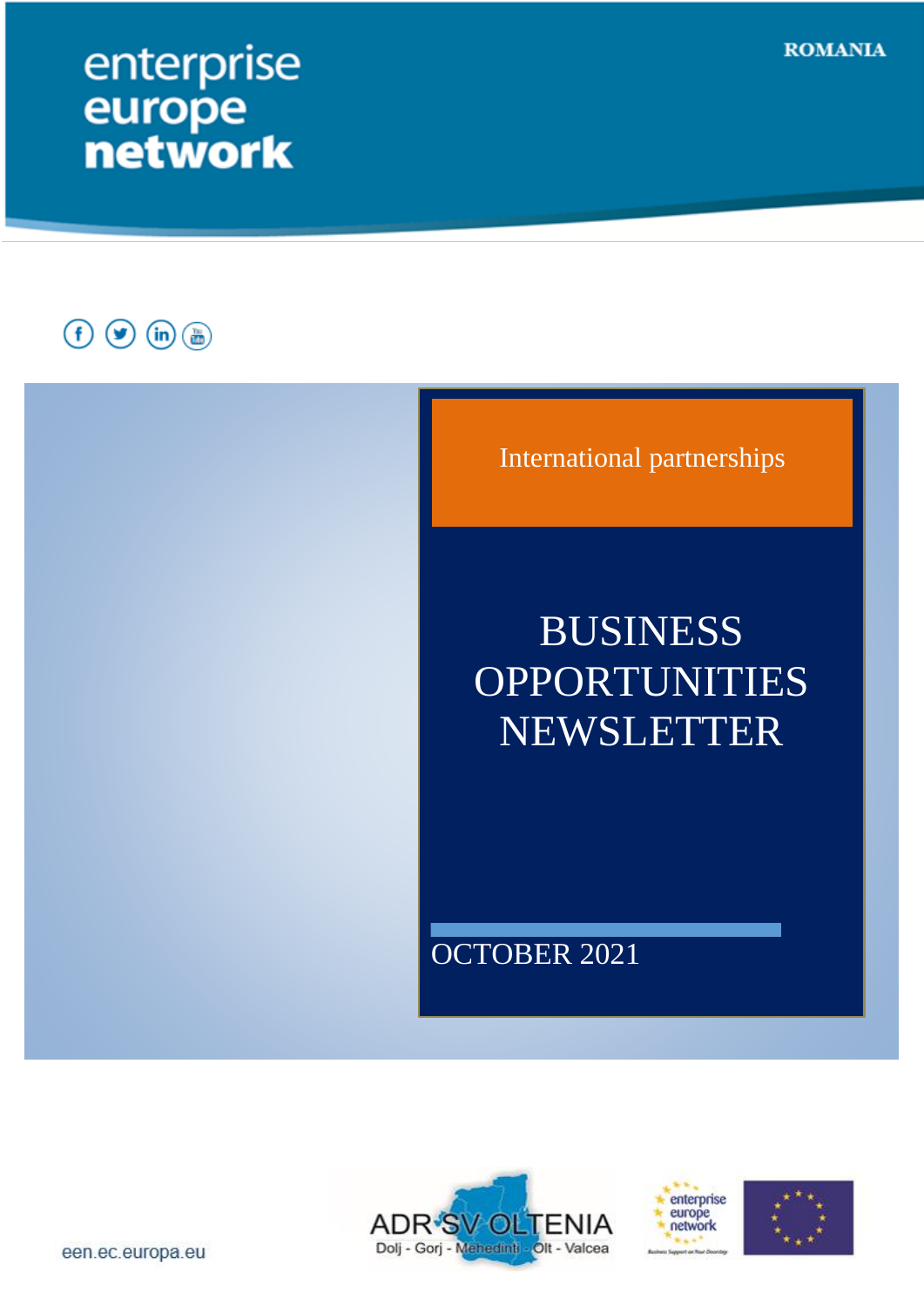enterprise europe network

ROMANIA

International partnerships

# BUSINESS OPPORTUNITIES NEWSLETTER

OCTOBER 2021

ADR SV OLTENIA

Dolj - Gorj - Mehedinti - Olt - Valcea

een.ec.europa.eu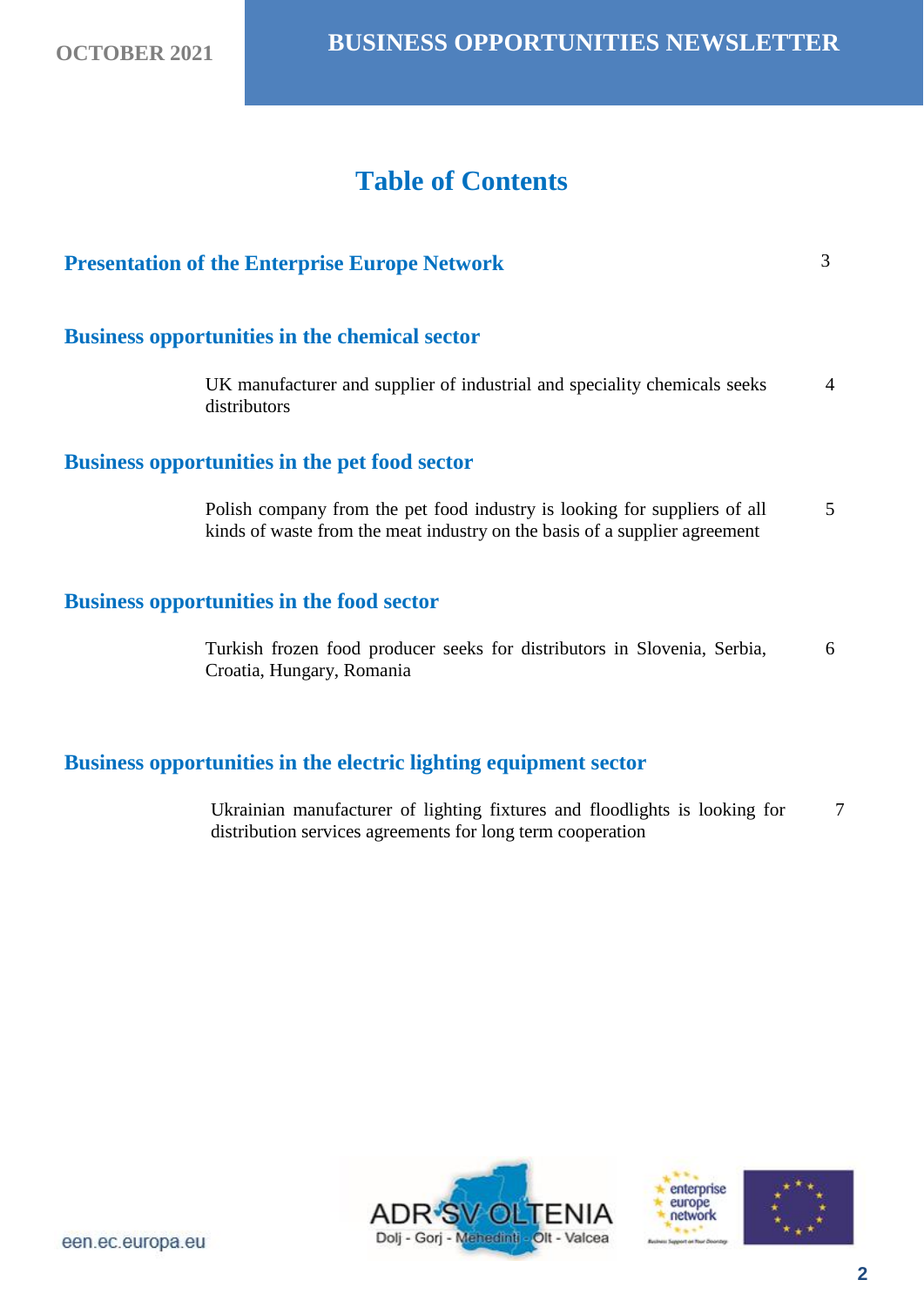# Table of Contents

| | |
|---|---|
| **Presentation of the Enterprise Europe Network** | 3 |
| **Business opportunities in the chemical sector** | |
| UK manufacturer and supplier of industrial and speciality chemicals seeks distributors | 4 |
| **Business opportunities in the pet food sector** | |
| Polish company from the pet food industry is looking for suppliers of all kinds of waste from the meat industry on the basis of a supplier agreement | 5 |
| **Business opportunities in the food sector** | |
| Turkish frozen food producer seeks for distributors in Slovenia, Serbia, Croatia, Hungary, Romania | 6 |
| **Business opportunities in the electric lighting equipment sector** | |
| Ukrainian manufacturer of lighting fixtures and floodlights is looking for distribution services agreements for long term cooperation | 7 |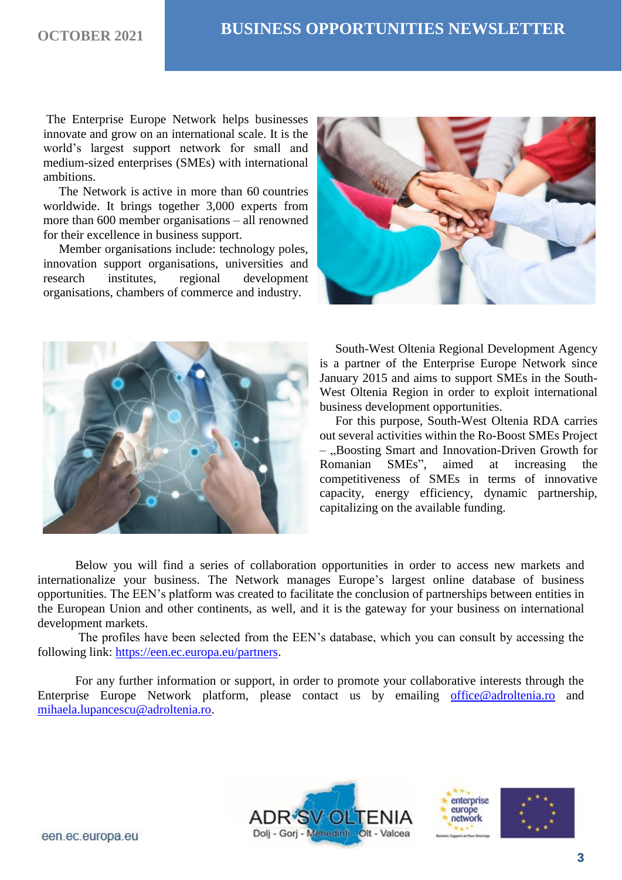The Enterprise Europe Network helps businesses innovate and grow on an international scale. It is the world's largest support network for small and medium-sized enterprises (SMEs) with international ambitions.

The Network is active in more than 60 countries worldwide. It brings together 3,000 experts from more than 600 member organisations – all renowned for their excellence in business support.

Member organisations include: technology poles, innovation support organisations, universities and research institutes, regional development organisations, chambers of commerce and industry.

South-West Oltenia Regional Development Agency is a partner of the Enterprise Europe Network since January 2015 and aims to support SMEs in the South-West Oltenia Region in order to exploit international business development opportunities.

For this purpose, South-West Oltenia RDA carries out several activities within the Ro-Boost SMEs Project – „Boosting Smart and Innovation-Driven Growth for Romanian SMEs", aimed at increasing the competitiveness of SMEs in terms of innovative capacity, energy efficiency, dynamic partnership, capitalizing on the available funding.

Below you will find a series of collaboration opportunities in order to access new markets and internationalize your business. The Network manages Europe's largest online database of business opportunities. The EEN's platform was created to facilitate the conclusion of partnerships between entities in the European Union and other continents, as well, and it is the gateway for your business on international development markets.

The profiles have been selected from the EEN's database, which you can consult by accessing the following link: https://een.ec.europa.eu/partners.

For any further information or support, in order to promote your collaborative interests through the Enterprise Europe Network platform, please contact us by emailing office@adroltenia.ro and mihaela.lupancescu@adroltenia.ro.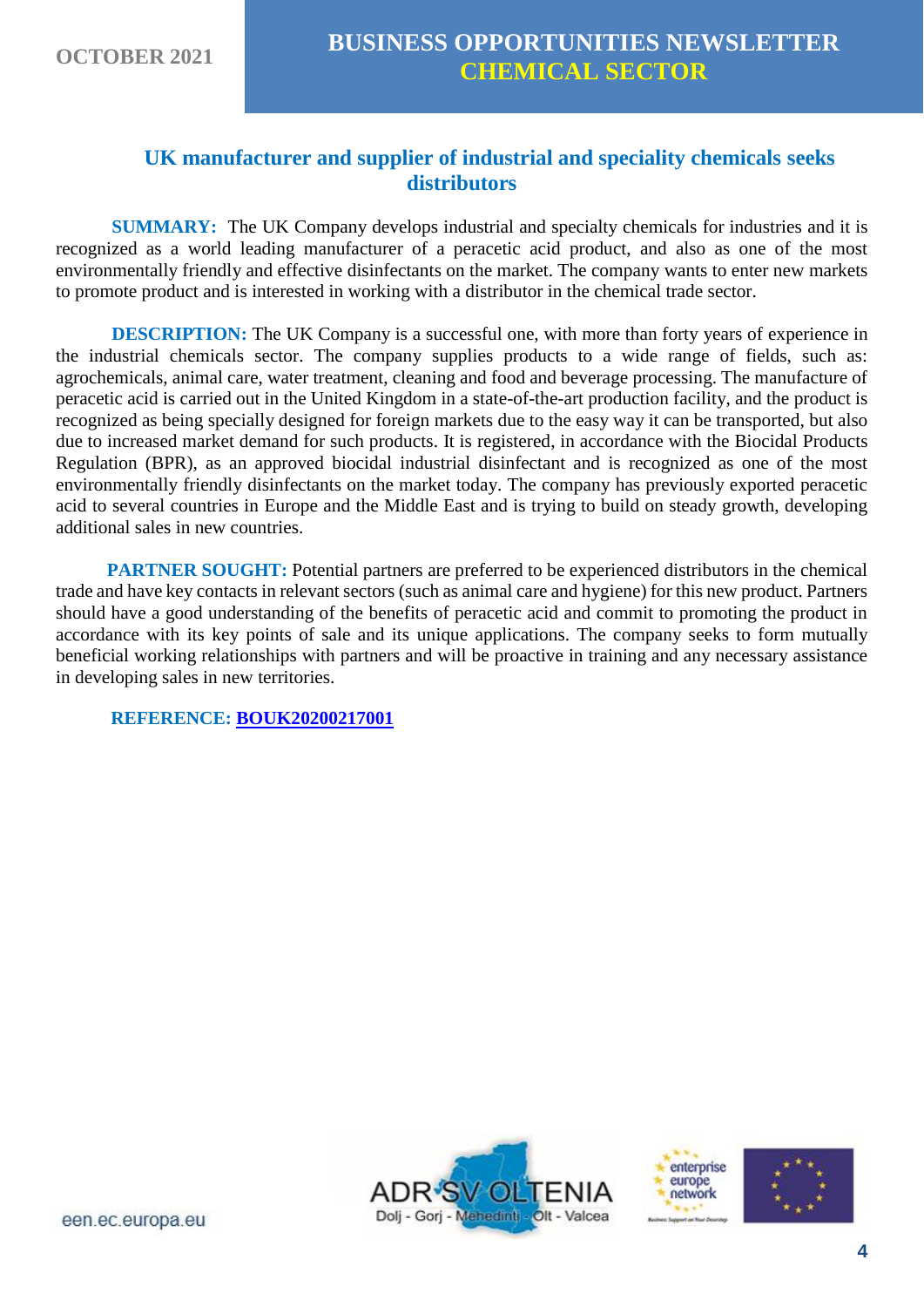## UK manufacturer and supplier of industrial and speciality chemicals seeks distributors

**SUMMARY:** The UK Company develops industrial and specialty chemicals for industries and it is recognized as a world leading manufacturer of a peracetic acid product, and also as one of the most environmentally friendly and effective disinfectants on the market. The company wants to enter new markets to promote product and is interested in working with a distributor in the chemical trade sector.

**DESCRIPTION:** The UK Company is a successful one, with more than forty years of experience in the industrial chemicals sector. The company supplies products to a wide range of fields, such as: agrochemicals, animal care, water treatment, cleaning and food and beverage processing. The manufacture of peracetic acid is carried out in the United Kingdom in a state-of-the-art production facility, and the product is recognized as being specially designed for foreign markets due to the easy way it can be transported, but also due to increased market demand for such products. It is registered, in accordance with the Biocidal Products Regulation (BPR), as an approved biocidal industrial disinfectant and is recognized as one of the most environmentally friendly disinfectants on the market today. The company has previously exported peracetic acid to several countries in Europe and the Middle East and is trying to build on steady growth, developing additional sales in new countries.

**PARTNER SOUGHT:** Potential partners are preferred to be experienced distributors in the chemical trade and have key contacts in relevant sectors (such as animal care and hygiene) for this new product. Partners should have a good understanding of the benefits of peracetic acid and commit to promoting the product in accordance with its key points of sale and its unique applications. The company seeks to form mutually beneficial working relationships with partners and will be proactive in training and any necessary assistance in developing sales in new territories.

**REFERENCE: BOUK20200217001**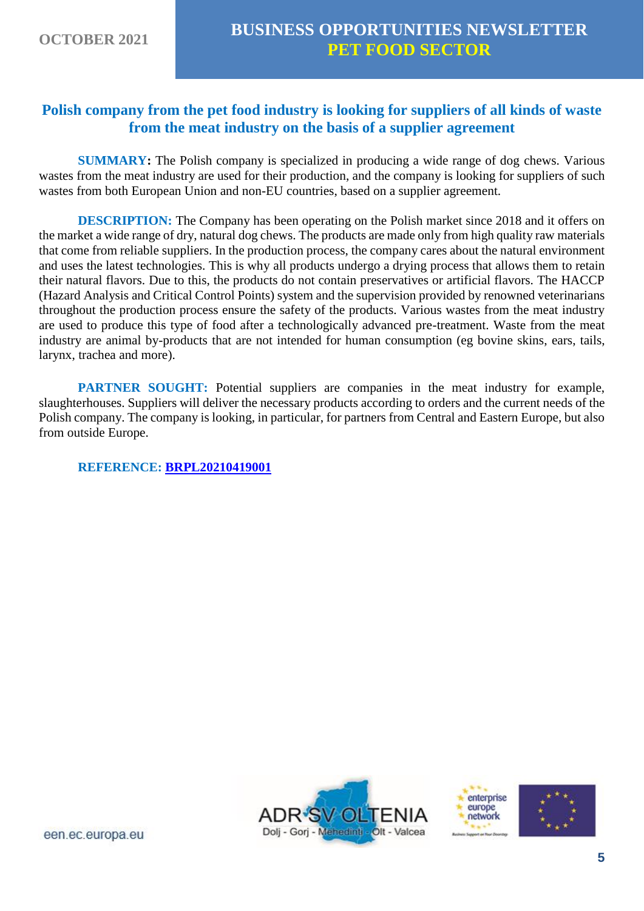## Polish company from the pet food industry is looking for suppliers of all kinds of waste from the meat industry on the basis of a supplier agreement

**SUMMARY:** The Polish company is specialized in producing a wide range of dog chews. Various wastes from the meat industry are used for their production, and the company is looking for suppliers of such wastes from both European Union and non-EU countries, based on a supplier agreement.

**DESCRIPTION:** The Company has been operating on the Polish market since 2018 and it offers on the market a wide range of dry, natural dog chews. The products are made only from high quality raw materials that come from reliable suppliers. In the production process, the company cares about the natural environment and uses the latest technologies. This is why all products undergo a drying process that allows them to retain their natural flavors. Due to this, the products do not contain preservatives or artificial flavors. The HACCP (Hazard Analysis and Critical Control Points) system and the supervision provided by renowned veterinarians throughout the production process ensure the safety of the products. Various wastes from the meat industry are used to produce this type of food after a technologically advanced pre-treatment. Waste from the meat industry are animal by-products that are not intended for human consumption (eg bovine skins, ears, tails, larynx, trachea and more).

**PARTNER SOUGHT:** Potential suppliers are companies in the meat industry for example, slaughterhouses. Suppliers will deliver the necessary products according to orders and the current needs of the Polish company. The company is looking, in particular, for partners from Central and Eastern Europe, but also from outside Europe.

**REFERENCE: BRPL20210419001**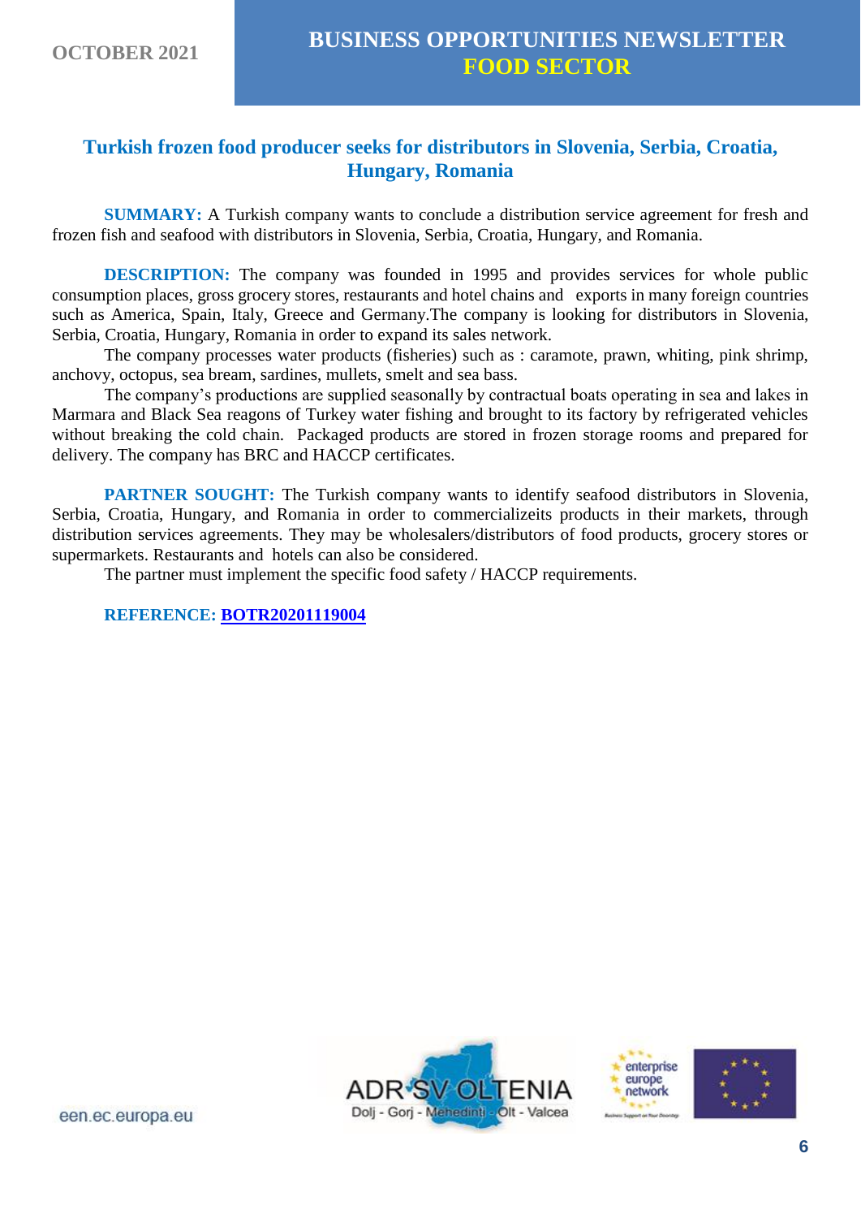## Turkish frozen food producer seeks for distributors in Slovenia, Serbia, Croatia, Hungary, Romania

**SUMMARY:** A Turkish company wants to conclude a distribution service agreement for fresh and frozen fish and seafood with distributors in Slovenia, Serbia, Croatia, Hungary, and Romania.

**DESCRIPTION:** The company was founded in 1995 and provides services for whole public consumption places, gross grocery stores, restaurants and hotel chains and exports in many foreign countries such as America, Spain, Italy, Greece and Germany.The company is looking for distributors in Slovenia, Serbia, Croatia, Hungary, Romania in order to expand its sales network.

The company processes water products (fisheries) such as : caramote, prawn, whiting, pink shrimp, anchovy, octopus, sea bream, sardines, mullets, smelt and sea bass.

The company's productions are supplied seasonally by contractual boats operating in sea and lakes in Marmara and Black Sea reagons of Turkey water fishing and brought to its factory by refrigerated vehicles without breaking the cold chain. Packaged products are stored in frozen storage rooms and prepared for delivery. The company has BRC and HACCP certificates.

**PARTNER SOUGHT:** The Turkish company wants to identify seafood distributors in Slovenia, Serbia, Croatia, Hungary, and Romania in order to commercializeits products in their markets, through distribution services agreements. They may be wholesalers/distributors of food products, grocery stores or supermarkets. Restaurants and hotels can also be considered.

The partner must implement the specific food safety / HACCP requirements.

**REFERENCE:** **BOTR20201119004**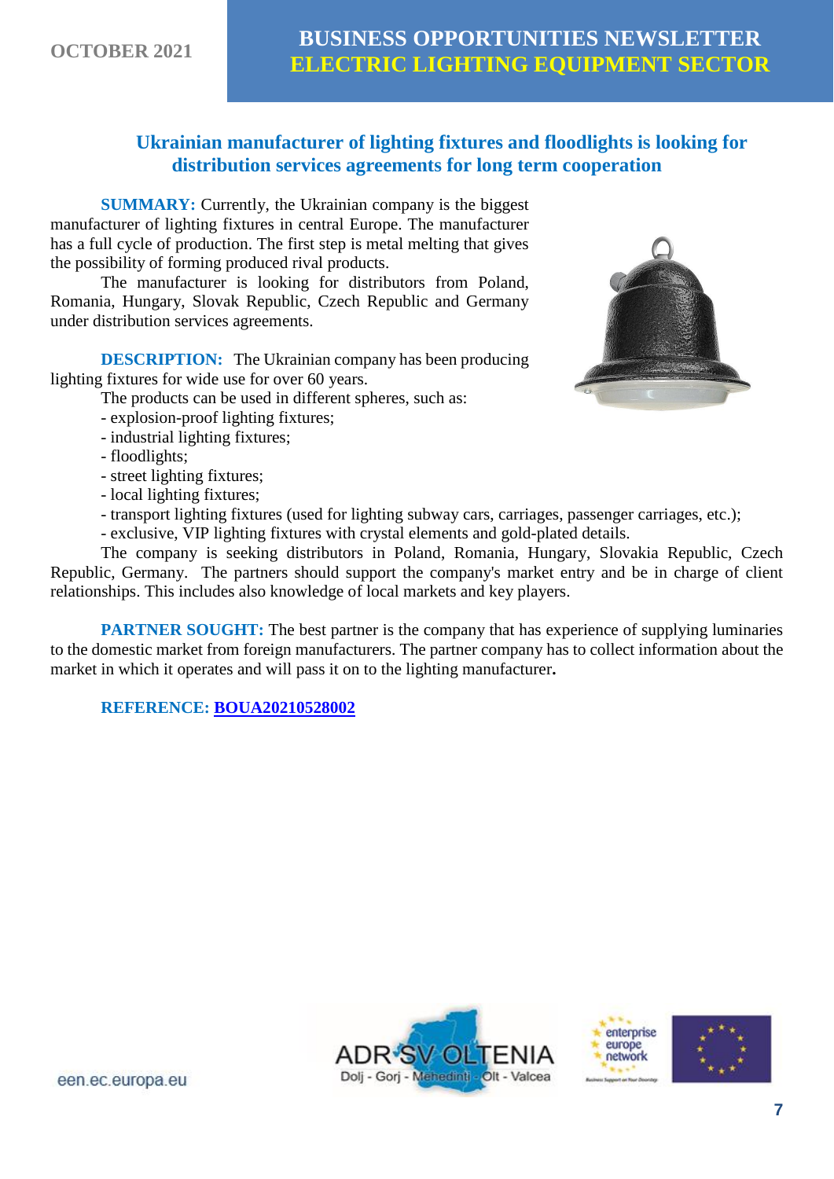## Ukrainian manufacturer of lighting fixtures and floodlights is looking for distribution services agreements for long term cooperation

**SUMMARY:** Currently, the Ukrainian company is the biggest manufacturer of lighting fixtures in central Europe. The manufacturer has a full cycle of production. The first step is metal melting that gives the possibility of forming produced rival products.

The manufacturer is looking for distributors from Poland, Romania, Hungary, Slovak Republic, Czech Republic and Germany under distribution services agreements.

**DESCRIPTION:** The Ukrainian company has been producing lighting fixtures for wide use for over 60 years.

The products can be used in different spheres, such as:

- explosion-proof lighting fixtures;
- industrial lighting fixtures;
- floodlights;
- street lighting fixtures;
- local lighting fixtures;
- transport lighting fixtures (used for lighting subway cars, carriages, passenger carriages, etc.);
- exclusive, VIP lighting fixtures with crystal elements and gold-plated details.

The company is seeking distributors in Poland, Romania, Hungary, Slovakia Republic, Czech Republic, Germany. The partners should support the company's market entry and be in charge of client relationships. This includes also knowledge of local markets and key players.

**PARTNER SOUGHT:** The best partner is the company that has experience of supplying luminaries to the domestic market from foreign manufacturers. The partner company has to collect information about the market in which it operates and will pass it on to the lighting manufacturer**.**

**REFERENCE:** **BOUA20210528002**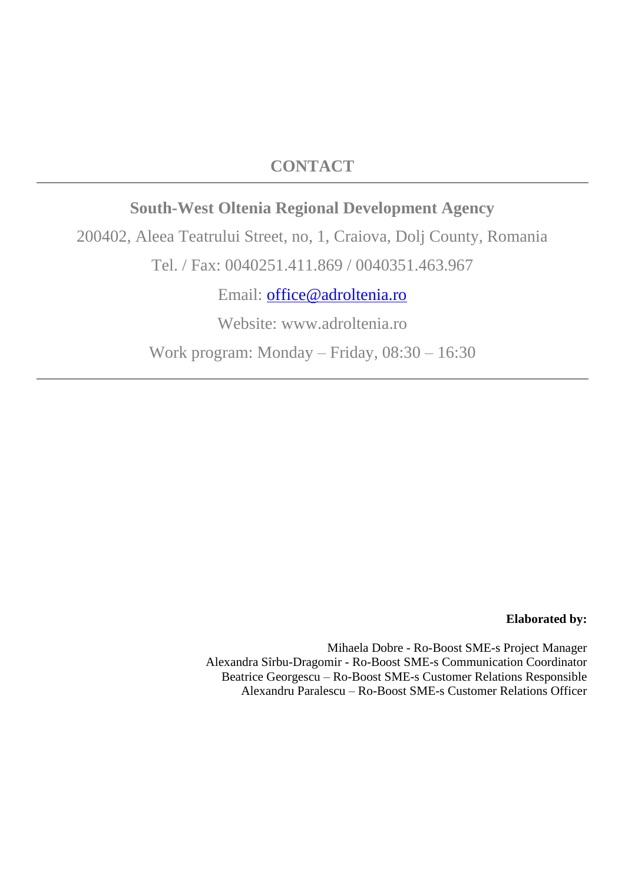## CONTACT

---

**South-West Oltenia Regional Development Agency**

200402, Aleea Teatrului Street, no, 1, Craiova, Dolj County, Romania

Tel. / Fax: 0040251.411.869 / 0040351.463.967

Email: office@adroltenia.ro

Website: www.adroltenia.ro

Work program: Monday – Friday, 08:30 – 16:30

---

**Elaborated by:**

Mihaela Dobre - Ro-Boost SME-s Project Manager
Alexandra Sîrbu-Dragomir - Ro-Boost SME-s Communication Coordinator
Beatrice Georgescu – Ro-Boost SME-s Customer Relations Responsible
Alexandru Paralescu – Ro-Boost SME-s Customer Relations Officer